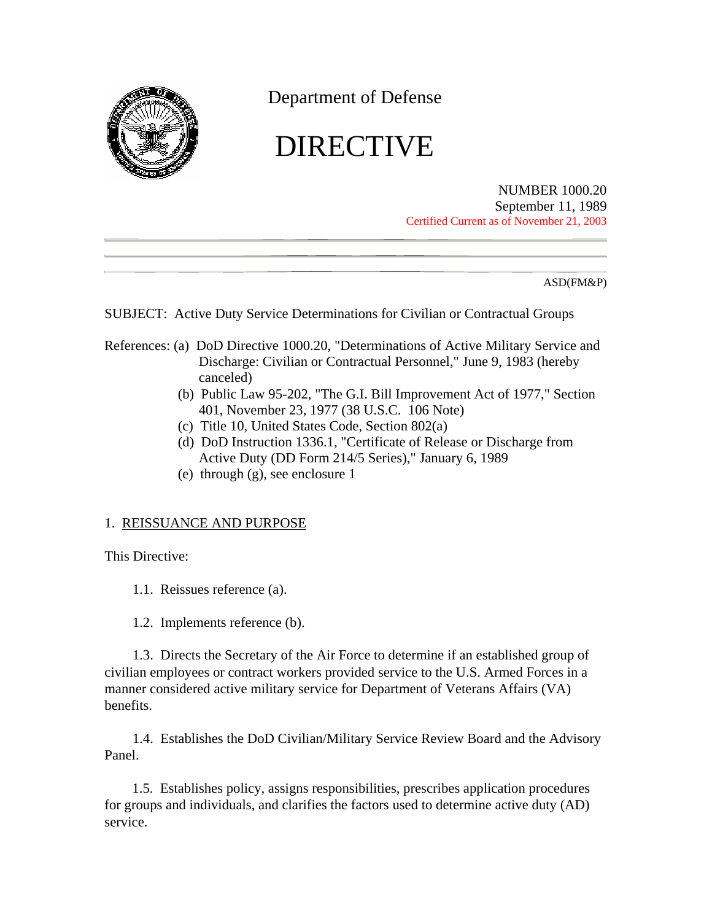Department of Defense

# DIRECTIVE

NUMBER 1000.20
September 11, 1989
Certified Current as of November 21, 2003

ASD(FM&P)

SUBJECT: Active Duty Service Determinations for Civilian or Contractual Groups

References:
- (a) DoD Directive 1000.20, "Determinations of Active Military Service and Discharge: Civilian or Contractual Personnel," June 9, 1983 (hereby canceled)
- (b) Public Law 95-202, "The G.I. Bill Improvement Act of 1977," Section 401, November 23, 1977 (38 U.S.C. 106 Note)
- (c) Title 10, United States Code, Section 802(a)
- (d) DoD Instruction 1336.1, "Certificate of Release or Discharge from Active Duty (DD Form 214/5 Series)," January 6, 1989
- (e) through (g), see enclosure 1

## 1. REISSUANCE AND PURPOSE

This Directive:

1.1. Reissues reference (a).

1.2. Implements reference (b).

1.3. Directs the Secretary of the Air Force to determine if an established group of civilian employees or contract workers provided service to the U.S. Armed Forces in a manner considered active military service for Department of Veterans Affairs (VA) benefits.

1.4. Establishes the DoD Civilian/Military Service Review Board and the Advisory Panel.

1.5. Establishes policy, assigns responsibilities, prescribes application procedures for groups and individuals, and clarifies the factors used to determine active duty (AD) service.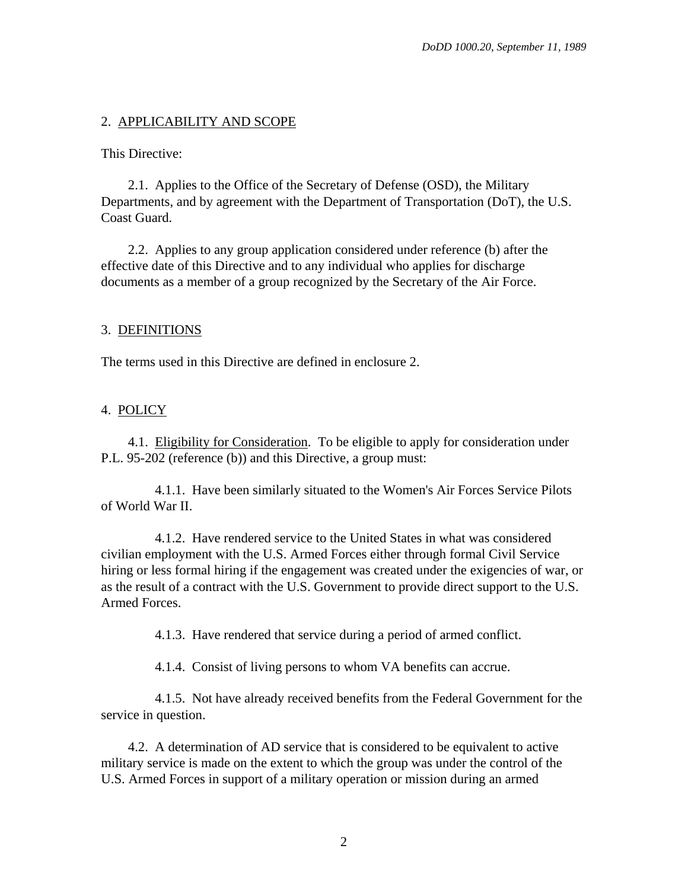## 2. APPLICABILITY AND SCOPE

This Directive:

2.1. Applies to the Office of the Secretary of Defense (OSD), the Military Departments, and by agreement with the Department of Transportation (DoT), the U.S. Coast Guard.

2.2. Applies to any group application considered under reference (b) after the effective date of this Directive and to any individual who applies for discharge documents as a member of a group recognized by the Secretary of the Air Force.

## 3. DEFINITIONS

The terms used in this Directive are defined in enclosure 2.

## 4. POLICY

4.1. Eligibility for Consideration. To be eligible to apply for consideration under P.L. 95-202 (reference (b)) and this Directive, a group must:

4.1.1. Have been similarly situated to the Women's Air Forces Service Pilots of World War II.

4.1.2. Have rendered service to the United States in what was considered civilian employment with the U.S. Armed Forces either through formal Civil Service hiring or less formal hiring if the engagement was created under the exigencies of war, or as the result of a contract with the U.S. Government to provide direct support to the U.S. Armed Forces.

4.1.3. Have rendered that service during a period of armed conflict.

4.1.4. Consist of living persons to whom VA benefits can accrue.

4.1.5. Not have already received benefits from the Federal Government for the service in question.

4.2. A determination of AD service that is considered to be equivalent to active military service is made on the extent to which the group was under the control of the U.S. Armed Forces in support of a military operation or mission during an armed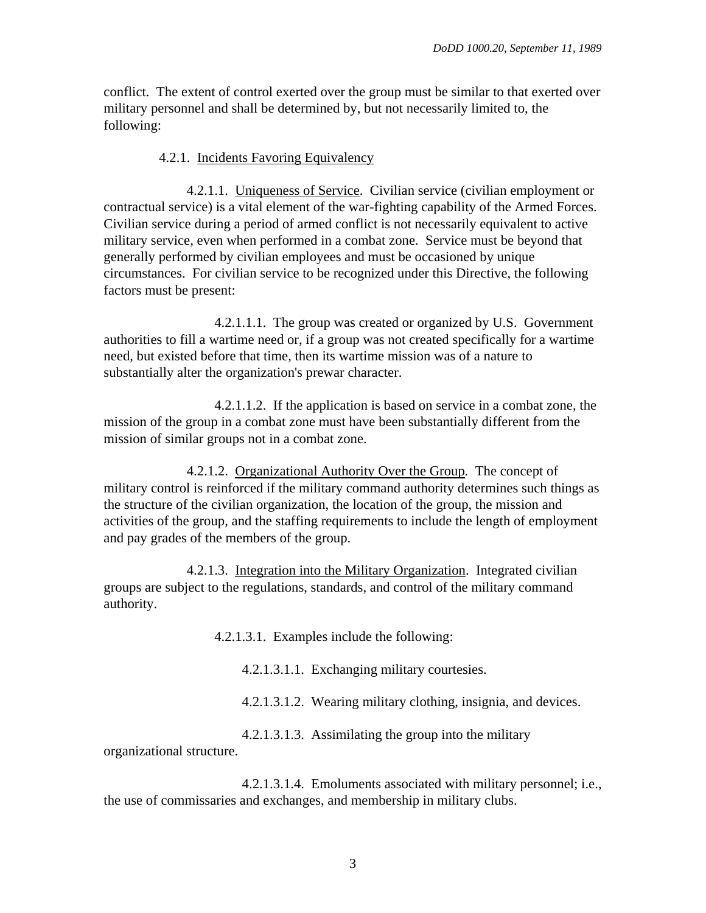conflict. The extent of control exerted over the group must be similar to that exerted over military personnel and shall be determined by, but not necessarily limited to, the following:

4.2.1. Incidents Favoring Equivalency

4.2.1.1. Uniqueness of Service. Civilian service (civilian employment or contractual service) is a vital element of the war-fighting capability of the Armed Forces. Civilian service during a period of armed conflict is not necessarily equivalent to active military service, even when performed in a combat zone. Service must be beyond that generally performed by civilian employees and must be occasioned by unique circumstances. For civilian service to be recognized under this Directive, the following factors must be present:

4.2.1.1.1. The group was created or organized by U.S. Government authorities to fill a wartime need or, if a group was not created specifically for a wartime need, but existed before that time, then its wartime mission was of a nature to substantially alter the organization's prewar character.

4.2.1.1.2. If the application is based on service in a combat zone, the mission of the group in a combat zone must have been substantially different from the mission of similar groups not in a combat zone.

4.2.1.2. Organizational Authority Over the Group. The concept of military control is reinforced if the military command authority determines such things as the structure of the civilian organization, the location of the group, the mission and activities of the group, and the staffing requirements to include the length of employment and pay grades of the members of the group.

4.2.1.3. Integration into the Military Organization. Integrated civilian groups are subject to the regulations, standards, and control of the military command authority.

4.2.1.3.1. Examples include the following:

4.2.1.3.1.1. Exchanging military courtesies.

4.2.1.3.1.2. Wearing military clothing, insignia, and devices.

4.2.1.3.1.3. Assimilating the group into the military organizational structure.

4.2.1.3.1.4. Emoluments associated with military personnel; i.e., the use of commissaries and exchanges, and membership in military clubs.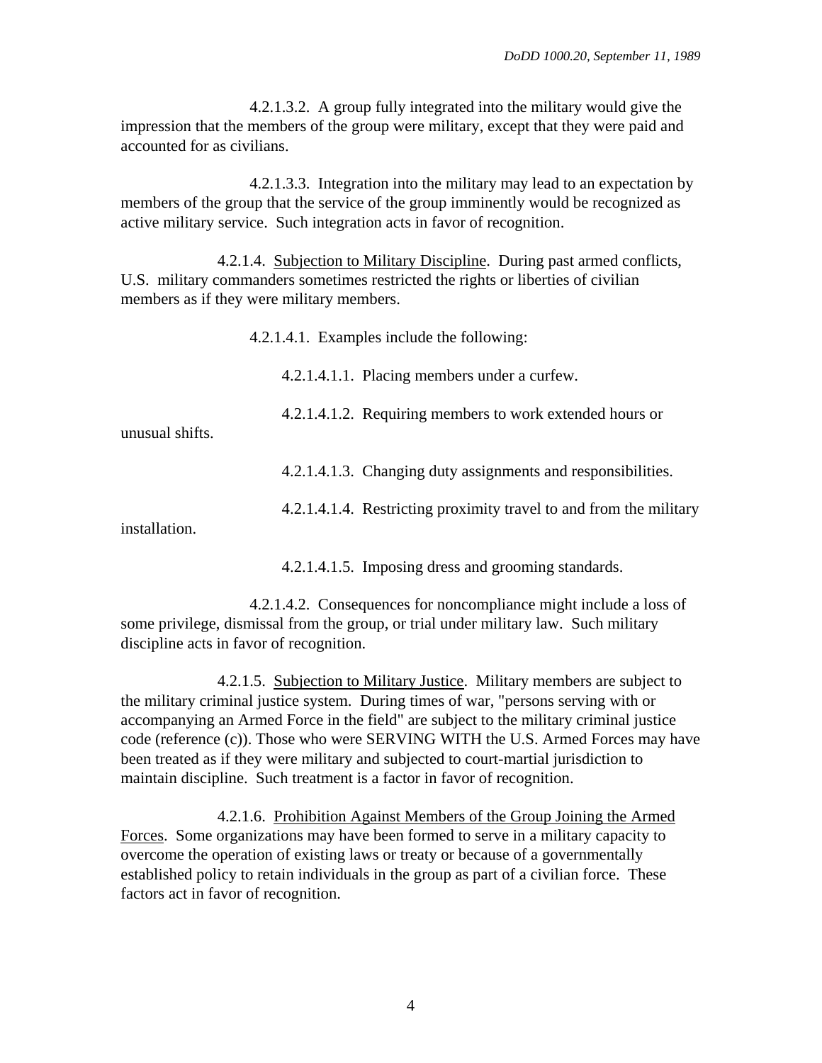4.2.1.3.2. A group fully integrated into the military would give the impression that the members of the group were military, except that they were paid and accounted for as civilians.

4.2.1.3.3. Integration into the military may lead to an expectation by members of the group that the service of the group imminently would be recognized as active military service. Such integration acts in favor of recognition.

4.2.1.4. Subjection to Military Discipline. During past armed conflicts, U.S. military commanders sometimes restricted the rights or liberties of civilian members as if they were military members.

4.2.1.4.1. Examples include the following:

4.2.1.4.1.1. Placing members under a curfew.

4.2.1.4.1.2. Requiring members to work extended hours or unusual shifts.

4.2.1.4.1.3. Changing duty assignments and responsibilities.

4.2.1.4.1.4. Restricting proximity travel to and from the military installation.

4.2.1.4.1.5. Imposing dress and grooming standards.

4.2.1.4.2. Consequences for noncompliance might include a loss of some privilege, dismissal from the group, or trial under military law. Such military discipline acts in favor of recognition.

4.2.1.5. Subjection to Military Justice. Military members are subject to the military criminal justice system. During times of war, "persons serving with or accompanying an Armed Force in the field" are subject to the military criminal justice code (reference (c)). Those who were SERVING WITH the U.S. Armed Forces may have been treated as if they were military and subjected to court-martial jurisdiction to maintain discipline. Such treatment is a factor in favor of recognition.

4.2.1.6. Prohibition Against Members of the Group Joining the Armed Forces. Some organizations may have been formed to serve in a military capacity to overcome the operation of existing laws or treaty or because of a governmentally established policy to retain individuals in the group as part of a civilian force. These factors act in favor of recognition.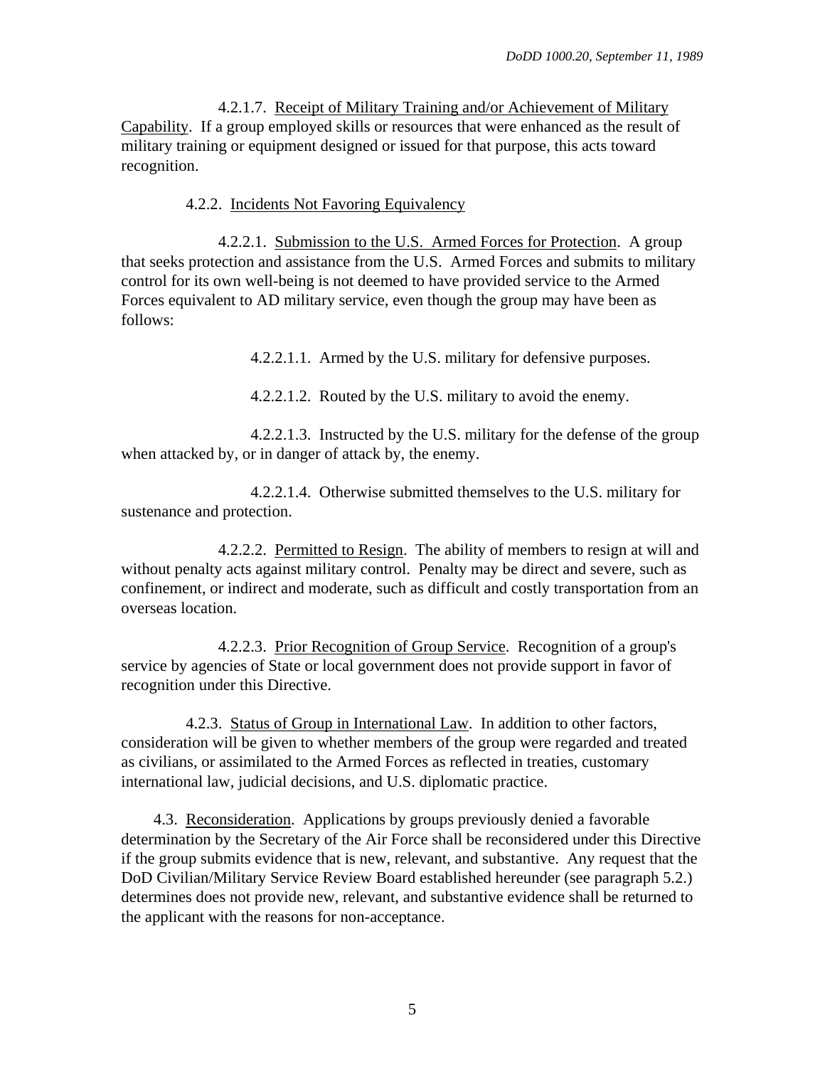4.2.1.7. Receipt of Military Training and/or Achievement of Military Capability. If a group employed skills or resources that were enhanced as the result of military training or equipment designed or issued for that purpose, this acts toward recognition.

4.2.2. Incidents Not Favoring Equivalency

4.2.2.1. Submission to the U.S. Armed Forces for Protection. A group that seeks protection and assistance from the U.S. Armed Forces and submits to military control for its own well-being is not deemed to have provided service to the Armed Forces equivalent to AD military service, even though the group may have been as follows:

4.2.2.1.1. Armed by the U.S. military for defensive purposes.

4.2.2.1.2. Routed by the U.S. military to avoid the enemy.

4.2.2.1.3. Instructed by the U.S. military for the defense of the group when attacked by, or in danger of attack by, the enemy.

4.2.2.1.4. Otherwise submitted themselves to the U.S. military for sustenance and protection.

4.2.2.2. Permitted to Resign. The ability of members to resign at will and without penalty acts against military control. Penalty may be direct and severe, such as confinement, or indirect and moderate, such as difficult and costly transportation from an overseas location.

4.2.2.3. Prior Recognition of Group Service. Recognition of a group's service by agencies of State or local government does not provide support in favor of recognition under this Directive.

4.2.3. Status of Group in International Law. In addition to other factors, consideration will be given to whether members of the group were regarded and treated as civilians, or assimilated to the Armed Forces as reflected in treaties, customary international law, judicial decisions, and U.S. diplomatic practice.

4.3. Reconsideration. Applications by groups previously denied a favorable determination by the Secretary of the Air Force shall be reconsidered under this Directive if the group submits evidence that is new, relevant, and substantive. Any request that the DoD Civilian/Military Service Review Board established hereunder (see paragraph 5.2.) determines does not provide new, relevant, and substantive evidence shall be returned to the applicant with the reasons for non-acceptance.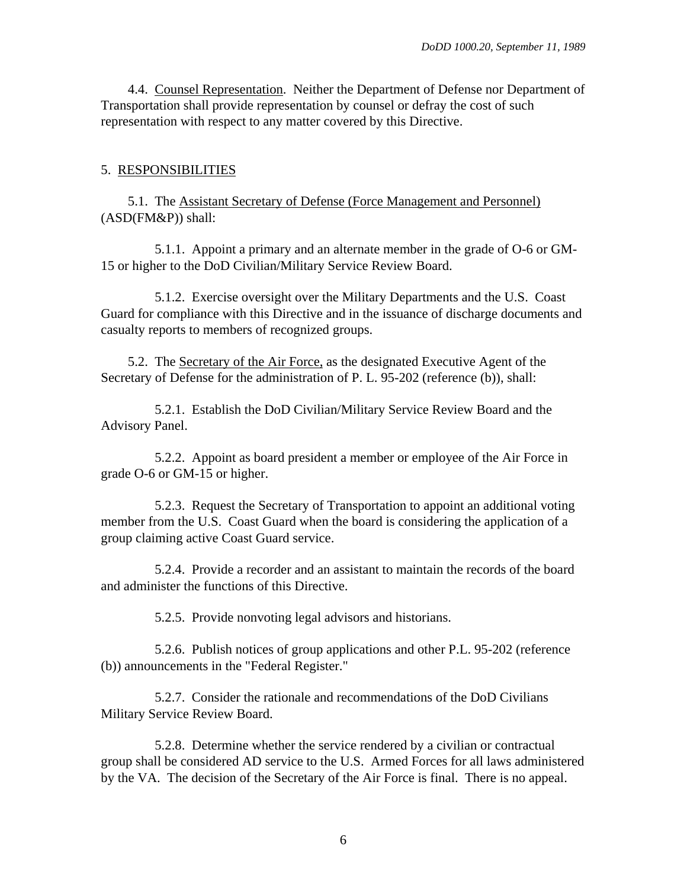4.4. Counsel Representation. Neither the Department of Defense nor Department of Transportation shall provide representation by counsel or defray the cost of such representation with respect to any matter covered by this Directive.

## 5. RESPONSIBILITIES

5.1. The Assistant Secretary of Defense (Force Management and Personnel) (ASD(FM&P)) shall:

5.1.1. Appoint a primary and an alternate member in the grade of O-6 or GM-15 or higher to the DoD Civilian/Military Service Review Board.

5.1.2. Exercise oversight over the Military Departments and the U.S. Coast Guard for compliance with this Directive and in the issuance of discharge documents and casualty reports to members of recognized groups.

5.2. The Secretary of the Air Force, as the designated Executive Agent of the Secretary of Defense for the administration of P. L. 95-202 (reference (b)), shall:

5.2.1. Establish the DoD Civilian/Military Service Review Board and the Advisory Panel.

5.2.2. Appoint as board president a member or employee of the Air Force in grade O-6 or GM-15 or higher.

5.2.3. Request the Secretary of Transportation to appoint an additional voting member from the U.S. Coast Guard when the board is considering the application of a group claiming active Coast Guard service.

5.2.4. Provide a recorder and an assistant to maintain the records of the board and administer the functions of this Directive.

5.2.5. Provide nonvoting legal advisors and historians.

5.2.6. Publish notices of group applications and other P.L. 95-202 (reference (b)) announcements in the "Federal Register."

5.2.7. Consider the rationale and recommendations of the DoD Civilians Military Service Review Board.

5.2.8. Determine whether the service rendered by a civilian or contractual group shall be considered AD service to the U.S. Armed Forces for all laws administered by the VA. The decision of the Secretary of the Air Force is final. There is no appeal.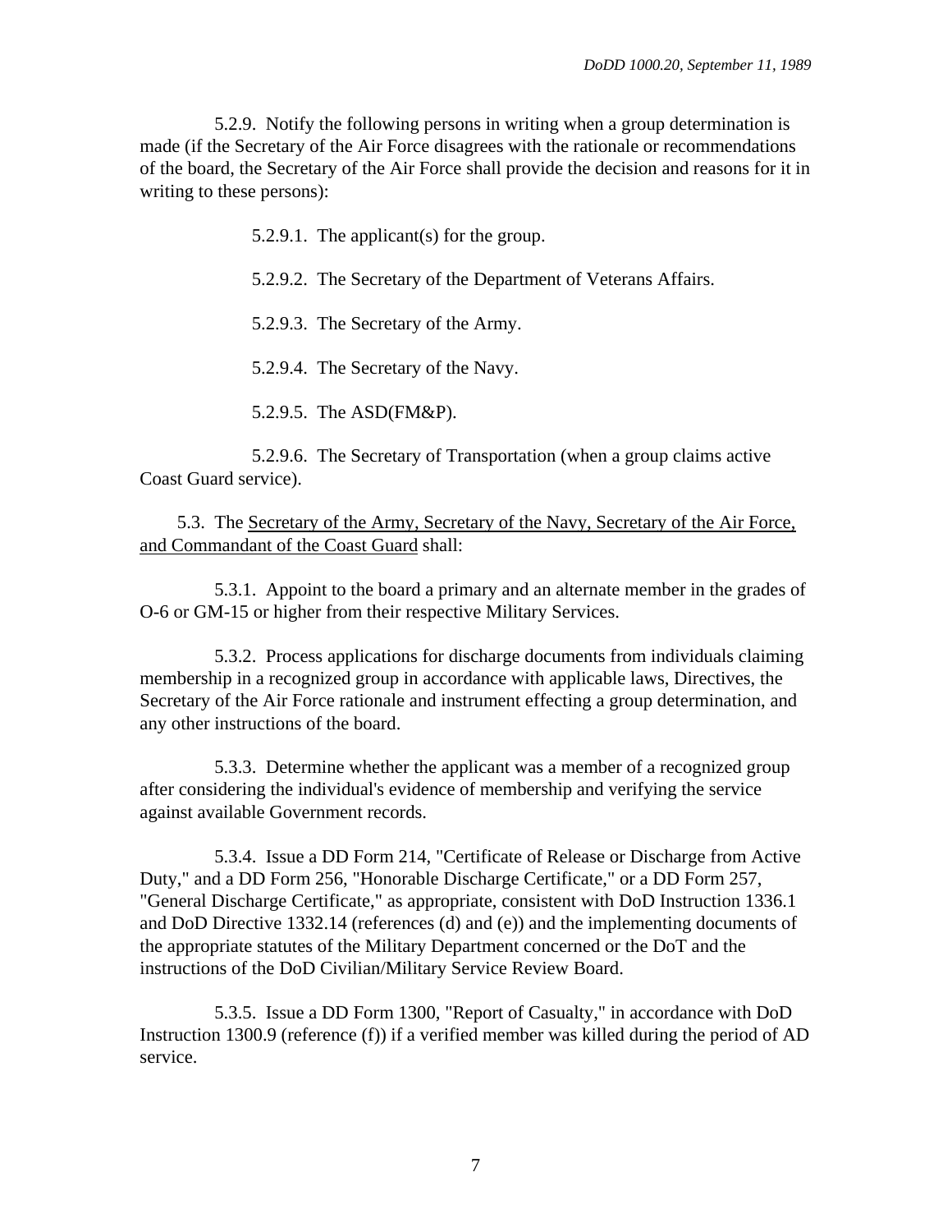5.2.9. Notify the following persons in writing when a group determination is made (if the Secretary of the Air Force disagrees with the rationale or recommendations of the board, the Secretary of the Air Force shall provide the decision and reasons for it in writing to these persons):

5.2.9.1. The applicant(s) for the group.

5.2.9.2. The Secretary of the Department of Veterans Affairs.

5.2.9.3. The Secretary of the Army.

5.2.9.4. The Secretary of the Navy.

5.2.9.5. The ASD(FM&P).

5.2.9.6. The Secretary of Transportation (when a group claims active Coast Guard service).

5.3. The Secretary of the Army, Secretary of the Navy, Secretary of the Air Force, and Commandant of the Coast Guard shall:

5.3.1. Appoint to the board a primary and an alternate member in the grades of O-6 or GM-15 or higher from their respective Military Services.

5.3.2. Process applications for discharge documents from individuals claiming membership in a recognized group in accordance with applicable laws, Directives, the Secretary of the Air Force rationale and instrument effecting a group determination, and any other instructions of the board.

5.3.3. Determine whether the applicant was a member of a recognized group after considering the individual's evidence of membership and verifying the service against available Government records.

5.3.4. Issue a DD Form 214, "Certificate of Release or Discharge from Active Duty," and a DD Form 256, "Honorable Discharge Certificate," or a DD Form 257, "General Discharge Certificate," as appropriate, consistent with DoD Instruction 1336.1 and DoD Directive 1332.14 (references (d) and (e)) and the implementing documents of the appropriate statutes of the Military Department concerned or the DoT and the instructions of the DoD Civilian/Military Service Review Board.

5.3.5. Issue a DD Form 1300, "Report of Casualty," in accordance with DoD Instruction 1300.9 (reference (f)) if a verified member was killed during the period of AD service.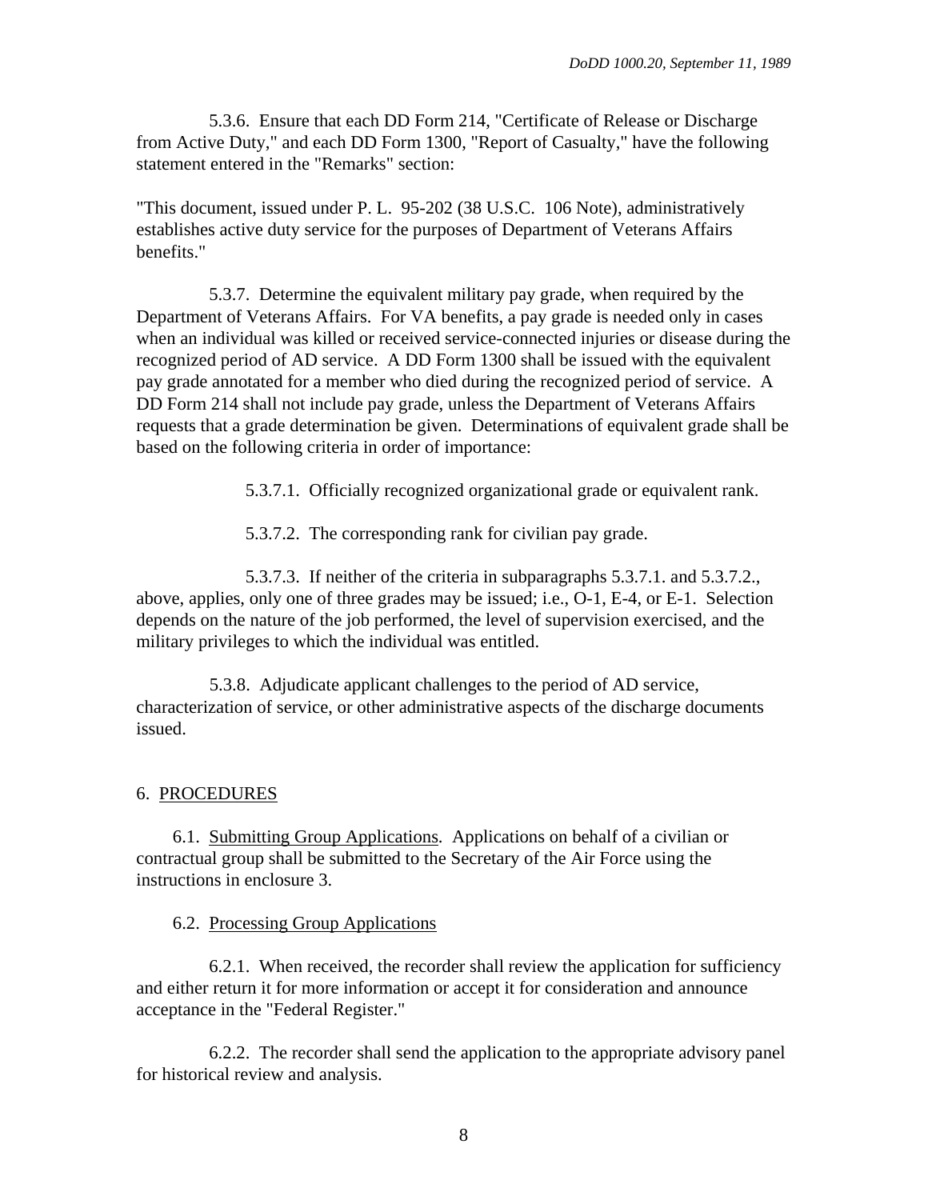5.3.6. Ensure that each DD Form 214, "Certificate of Release or Discharge from Active Duty," and each DD Form 1300, "Report of Casualty," have the following statement entered in the "Remarks" section:

"This document, issued under P. L. 95-202 (38 U.S.C. 106 Note), administratively establishes active duty service for the purposes of Department of Veterans Affairs benefits."

5.3.7. Determine the equivalent military pay grade, when required by the Department of Veterans Affairs. For VA benefits, a pay grade is needed only in cases when an individual was killed or received service-connected injuries or disease during the recognized period of AD service. A DD Form 1300 shall be issued with the equivalent pay grade annotated for a member who died during the recognized period of service. A DD Form 214 shall not include pay grade, unless the Department of Veterans Affairs requests that a grade determination be given. Determinations of equivalent grade shall be based on the following criteria in order of importance:

5.3.7.1. Officially recognized organizational grade or equivalent rank.

5.3.7.2. The corresponding rank for civilian pay grade.

5.3.7.3. If neither of the criteria in subparagraphs 5.3.7.1. and 5.3.7.2., above, applies, only one of three grades may be issued; i.e., O-1, E-4, or E-1. Selection depends on the nature of the job performed, the level of supervision exercised, and the military privileges to which the individual was entitled.

5.3.8. Adjudicate applicant challenges to the period of AD service, characterization of service, or other administrative aspects of the discharge documents issued.

## 6. PROCEDURES

6.1. Submitting Group Applications. Applications on behalf of a civilian or contractual group shall be submitted to the Secretary of the Air Force using the instructions in enclosure 3.

6.2. Processing Group Applications

6.2.1. When received, the recorder shall review the application for sufficiency and either return it for more information or accept it for consideration and announce acceptance in the "Federal Register."

6.2.2. The recorder shall send the application to the appropriate advisory panel for historical review and analysis.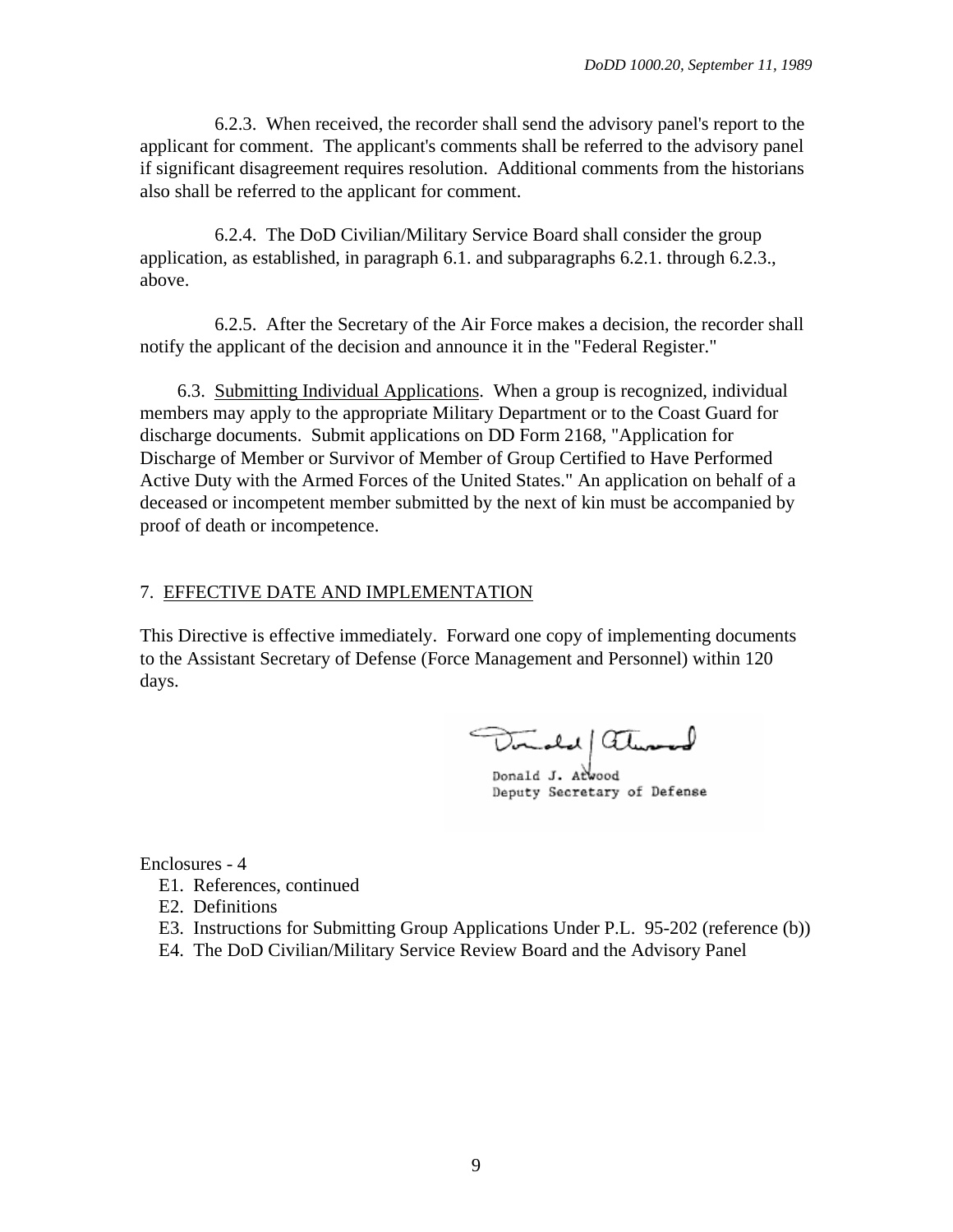6.2.3. When received, the recorder shall send the advisory panel's report to the applicant for comment. The applicant's comments shall be referred to the advisory panel if significant disagreement requires resolution. Additional comments from the historians also shall be referred to the applicant for comment.

6.2.4. The DoD Civilian/Military Service Board shall consider the group application, as established, in paragraph 6.1. and subparagraphs 6.2.1. through 6.2.3., above.

6.2.5. After the Secretary of the Air Force makes a decision, the recorder shall notify the applicant of the decision and announce it in the "Federal Register."

6.3. <u>Submitting Individual Applications</u>. When a group is recognized, individual members may apply to the appropriate Military Department or to the Coast Guard for discharge documents. Submit applications on DD Form 2168, "Application for Discharge of Member or Survivor of Member of Group Certified to Have Performed Active Duty with the Armed Forces of the United States." An application on behalf of a deceased or incompetent member submitted by the next of kin must be accompanied by proof of death or incompetence.

## 7. EFFECTIVE DATE AND IMPLEMENTATION

This Directive is effective immediately. Forward one copy of implementing documents to the Assistant Secretary of Defense (Force Management and Personnel) within 120 days.

Donald J. Atwood
Deputy Secretary of Defense

Enclosures - 4
- E1. References, continued
- E2. Definitions
- E3. Instructions for Submitting Group Applications Under P.L. 95-202 (reference (b))
- E4. The DoD Civilian/Military Service Review Board and the Advisory Panel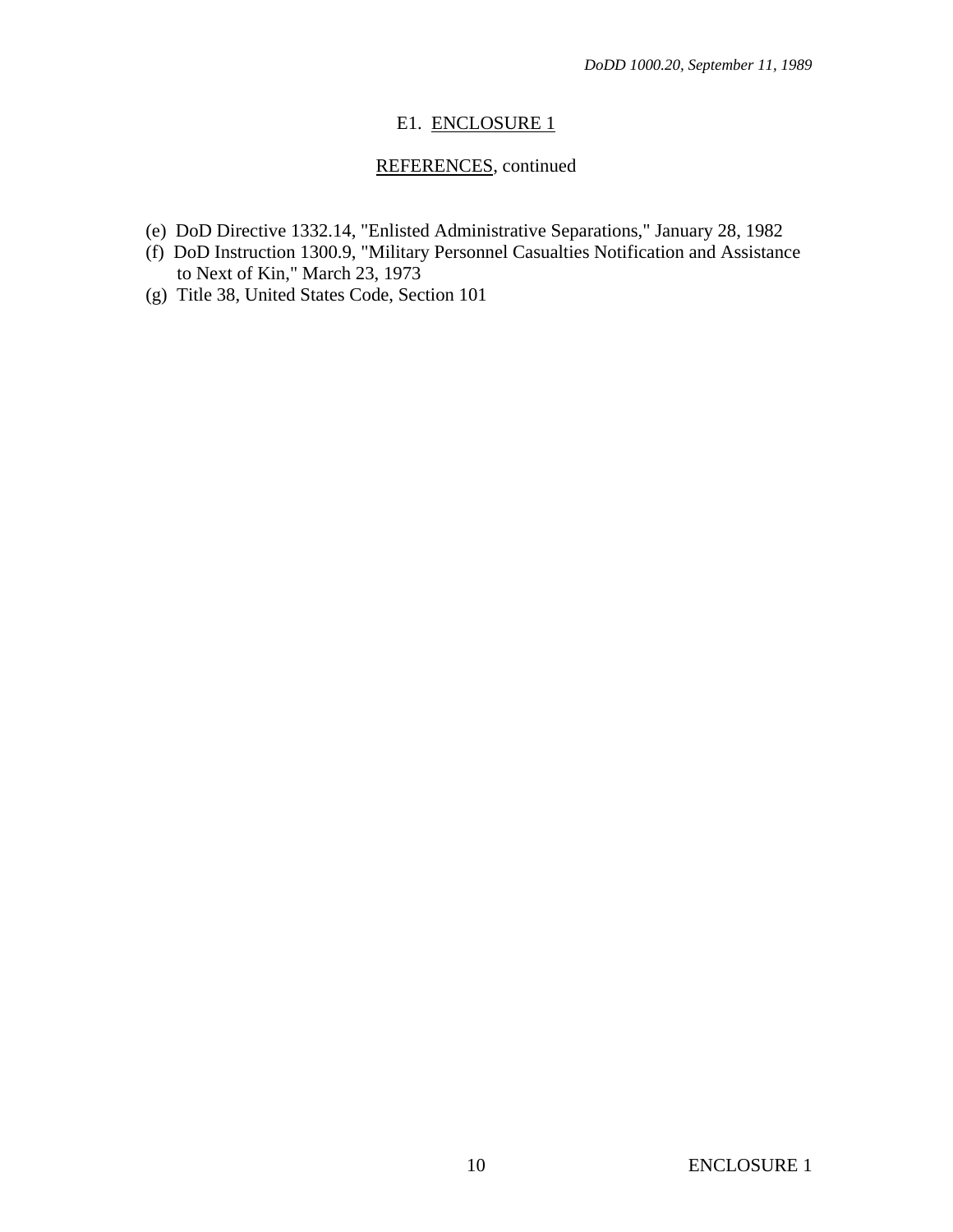## E1. ENCLOSURE 1

### REFERENCES, continued

(e) DoD Directive 1332.14, "Enlisted Administrative Separations," January 28, 1982

(f) DoD Instruction 1300.9, "Military Personnel Casualties Notification and Assistance to Next of Kin," March 23, 1973

(g) Title 38, United States Code, Section 101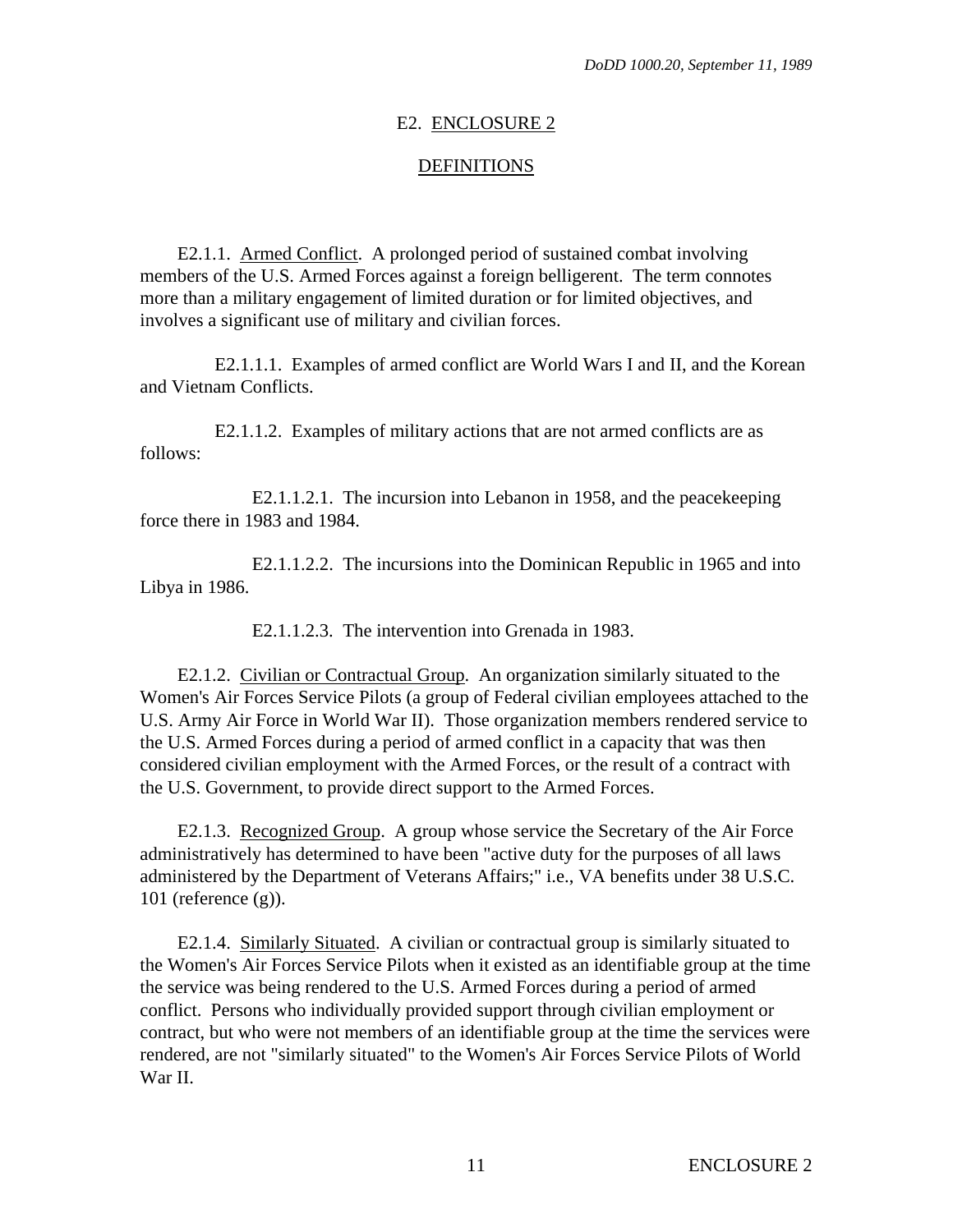# E2. ENCLOSURE 2

## DEFINITIONS

E2.1.1. Armed Conflict. A prolonged period of sustained combat involving members of the U.S. Armed Forces against a foreign belligerent. The term connotes more than a military engagement of limited duration or for limited objectives, and involves a significant use of military and civilian forces.

E2.1.1.1. Examples of armed conflict are World Wars I and II, and the Korean and Vietnam Conflicts.

E2.1.1.2. Examples of military actions that are not armed conflicts are as follows:

E2.1.1.2.1. The incursion into Lebanon in 1958, and the peacekeeping force there in 1983 and 1984.

E2.1.1.2.2. The incursions into the Dominican Republic in 1965 and into Libya in 1986.

E2.1.1.2.3. The intervention into Grenada in 1983.

E2.1.2. Civilian or Contractual Group. An organization similarly situated to the Women's Air Forces Service Pilots (a group of Federal civilian employees attached to the U.S. Army Air Force in World War II). Those organization members rendered service to the U.S. Armed Forces during a period of armed conflict in a capacity that was then considered civilian employment with the Armed Forces, or the result of a contract with the U.S. Government, to provide direct support to the Armed Forces.

E2.1.3. Recognized Group. A group whose service the Secretary of the Air Force administratively has determined to have been "active duty for the purposes of all laws administered by the Department of Veterans Affairs;" i.e., VA benefits under 38 U.S.C. 101 (reference (g)).

E2.1.4. Similarly Situated. A civilian or contractual group is similarly situated to the Women's Air Forces Service Pilots when it existed as an identifiable group at the time the service was being rendered to the U.S. Armed Forces during a period of armed conflict. Persons who individually provided support through civilian employment or contract, but who were not members of an identifiable group at the time the services were rendered, are not "similarly situated" to the Women's Air Forces Service Pilots of World War II.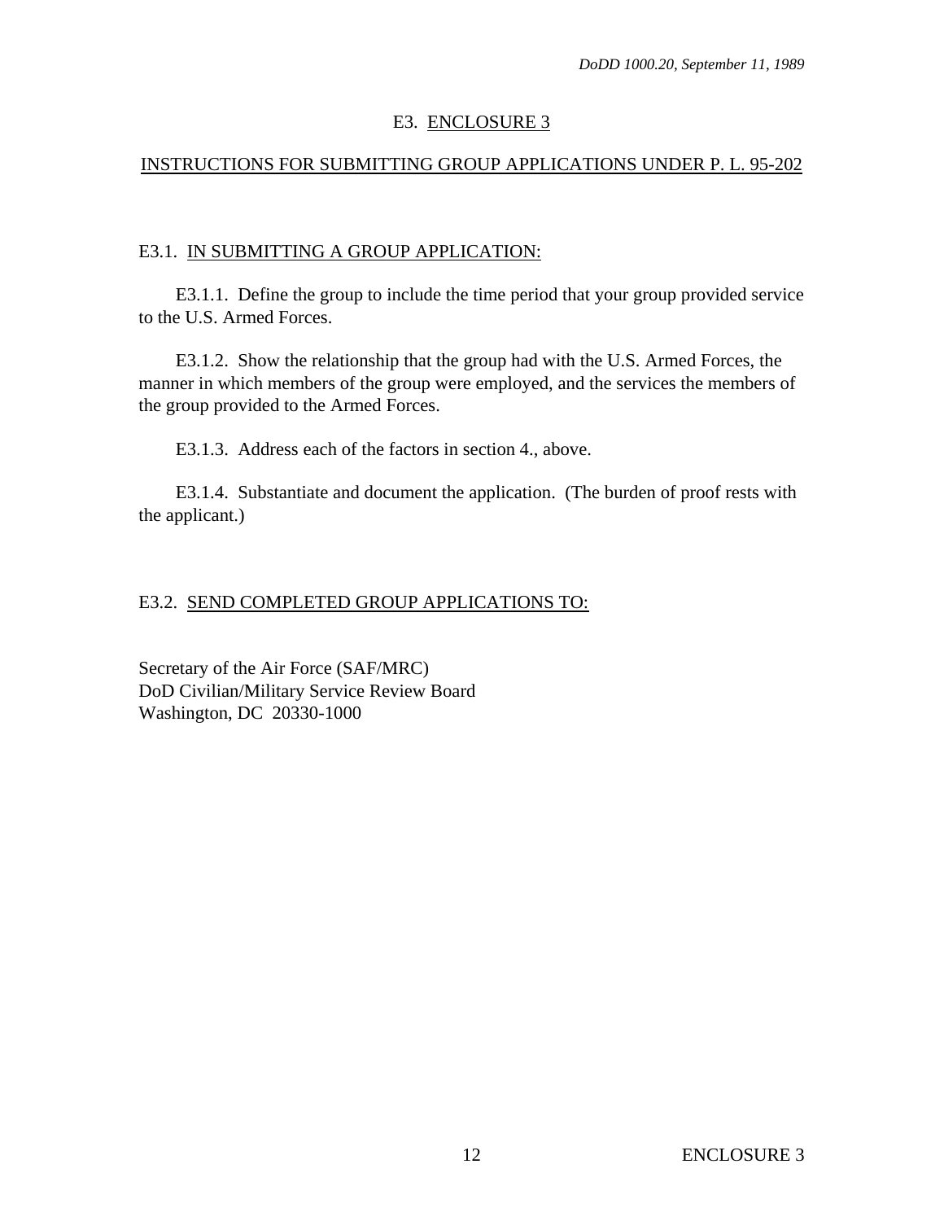# E3. ENCLOSURE 3

## INSTRUCTIONS FOR SUBMITTING GROUP APPLICATIONS UNDER P. L. 95-202

### E3.1. IN SUBMITTING A GROUP APPLICATION:

E3.1.1. Define the group to include the time period that your group provided service to the U.S. Armed Forces.

E3.1.2. Show the relationship that the group had with the U.S. Armed Forces, the manner in which members of the group were employed, and the services the members of the group provided to the Armed Forces.

E3.1.3. Address each of the factors in section 4., above.

E3.1.4. Substantiate and document the application. (The burden of proof rests with the applicant.)

### E3.2. SEND COMPLETED GROUP APPLICATIONS TO:

Secretary of the Air Force (SAF/MRC)
DoD Civilian/Military Service Review Board
Washington, DC 20330-1000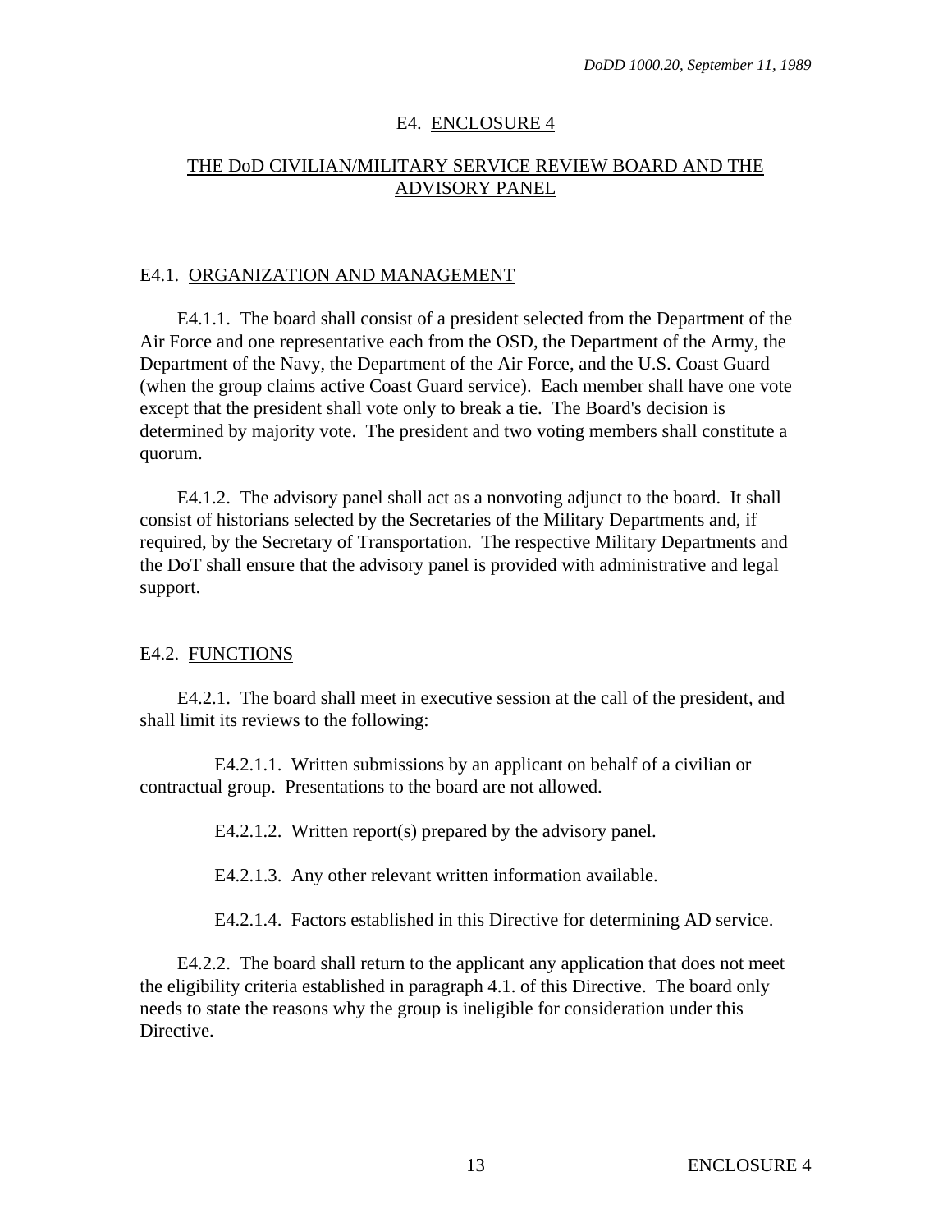## E4. ENCLOSURE 4

## THE DoD CIVILIAN/MILITARY SERVICE REVIEW BOARD AND THE ADVISORY PANEL

### E4.1. ORGANIZATION AND MANAGEMENT

E4.1.1. The board shall consist of a president selected from the Department of the Air Force and one representative each from the OSD, the Department of the Army, the Department of the Navy, the Department of the Air Force, and the U.S. Coast Guard (when the group claims active Coast Guard service). Each member shall have one vote except that the president shall vote only to break a tie. The Board's decision is determined by majority vote. The president and two voting members shall constitute a quorum.

E4.1.2. The advisory panel shall act as a nonvoting adjunct to the board. It shall consist of historians selected by the Secretaries of the Military Departments and, if required, by the Secretary of Transportation. The respective Military Departments and the DoT shall ensure that the advisory panel is provided with administrative and legal support.

### E4.2. FUNCTIONS

E4.2.1. The board shall meet in executive session at the call of the president, and shall limit its reviews to the following:

E4.2.1.1. Written submissions by an applicant on behalf of a civilian or contractual group. Presentations to the board are not allowed.

E4.2.1.2. Written report(s) prepared by the advisory panel.

E4.2.1.3. Any other relevant written information available.

E4.2.1.4. Factors established in this Directive for determining AD service.

E4.2.2. The board shall return to the applicant any application that does not meet the eligibility criteria established in paragraph 4.1. of this Directive. The board only needs to state the reasons why the group is ineligible for consideration under this Directive.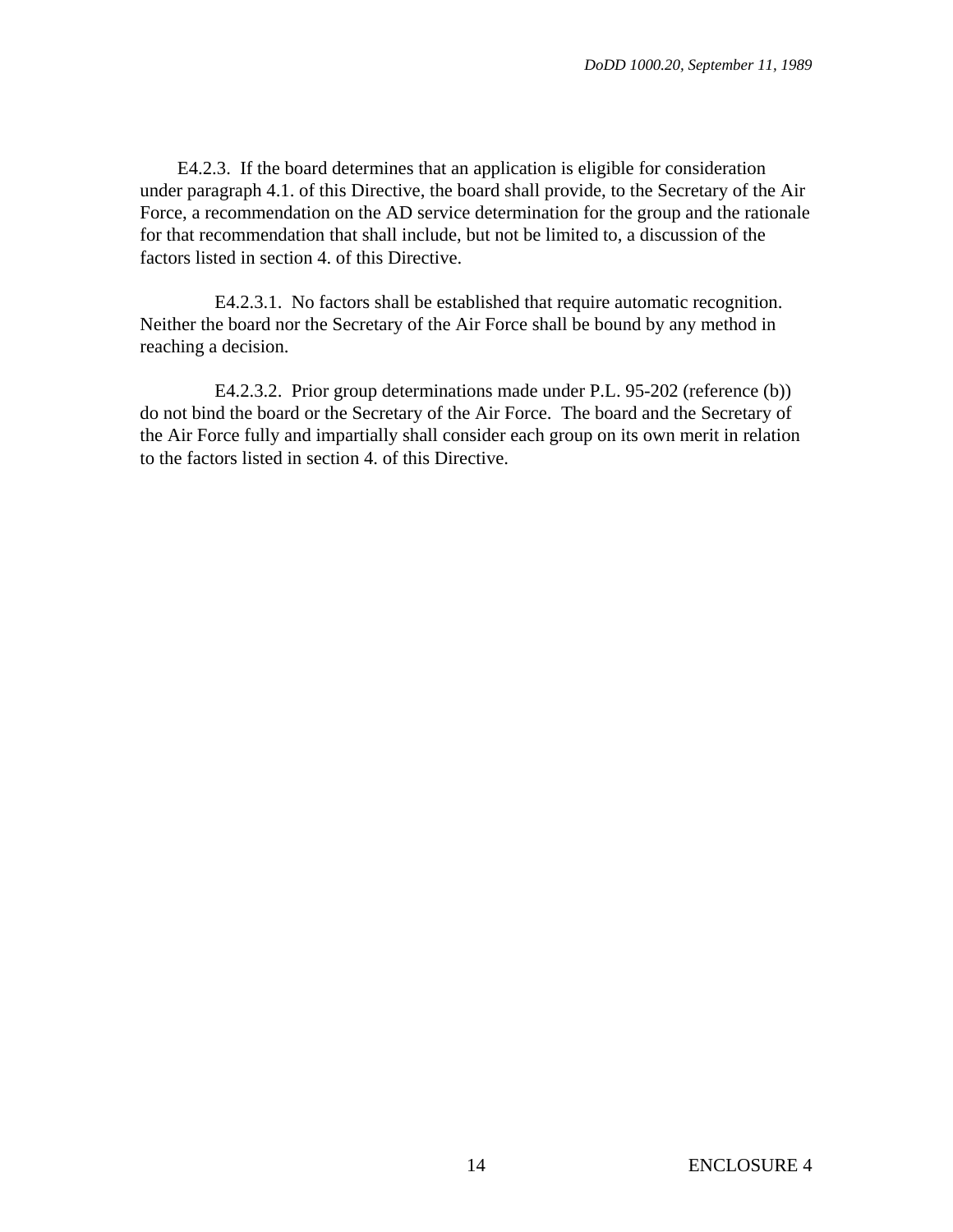E4.2.3. If the board determines that an application is eligible for consideration under paragraph 4.1. of this Directive, the board shall provide, to the Secretary of the Air Force, a recommendation on the AD service determination for the group and the rationale for that recommendation that shall include, but not be limited to, a discussion of the factors listed in section 4. of this Directive.

E4.2.3.1. No factors shall be established that require automatic recognition. Neither the board nor the Secretary of the Air Force shall be bound by any method in reaching a decision.

E4.2.3.2. Prior group determinations made under P.L. 95-202 (reference (b)) do not bind the board or the Secretary of the Air Force. The board and the Secretary of the Air Force fully and impartially shall consider each group on its own merit in relation to the factors listed in section 4. of this Directive.